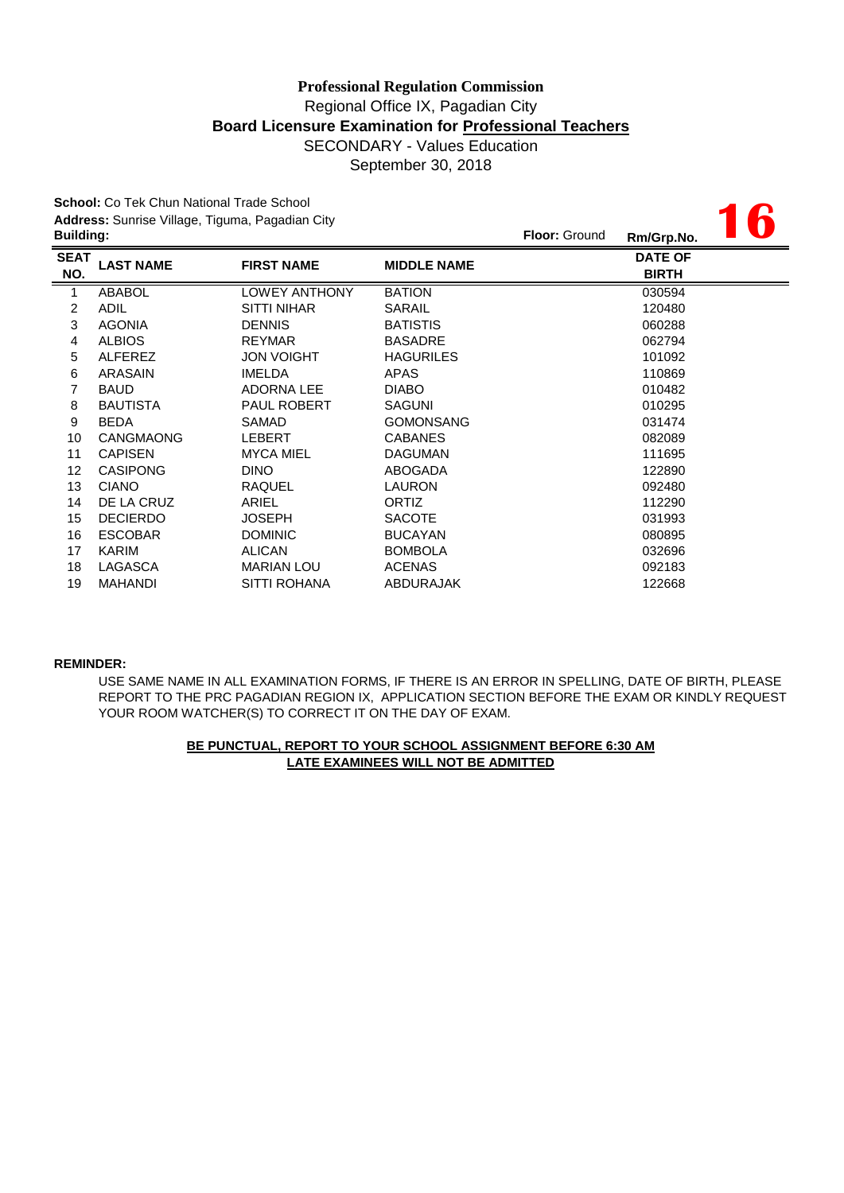**Professional Regulation Commission**

Regional Office IX, Pagadian City

**Board Licensure Examination for Professional Teachers**

SECONDARY - Values Education

September 30, 2018

**School:** Co Tek Chun National Trade School

**Address:** Sunrise Village, Tiguma, Pagadian City

**Building:**

**Floor:** Ground

**Rm/Grp.No.** **16**

| SEAT NO. | LAST NAME | FIRST NAME | MIDDLE NAME | DATE OF BIRTH |
|---|---|---|---|---|
| 1 | ABABOL | LOWEY ANTHONY | BATION | 030594 |
| 2 | ADIL | SITTI NIHAR | SARAIL | 120480 |
| 3 | AGONIA | DENNIS | BATISTIS | 060288 |
| 4 | ALBIOS | REYMAR | BASADRE | 062794 |
| 5 | ALFEREZ | JON VOIGHT | HAGURILES | 101092 |
| 6 | ARASAIN | IMELDA | APAS | 110869 |
| 7 | BAUD | ADORNA LEE | DIABO | 010482 |
| 8 | BAUTISTA | PAUL ROBERT | SAGUNI | 010295 |
| 9 | BEDA | SAMAD | GOMONSANG | 031474 |
| 10 | CANGMAONG | LEBERT | CABANES | 082089 |
| 11 | CAPISEN | MYCA MIEL | DAGUMAN | 111695 |
| 12 | CASIPONG | DINO | ABOGADA | 122890 |
| 13 | CIANO | RAQUEL | LAURON | 092480 |
| 14 | DE LA CRUZ | ARIEL | ORTIZ | 112290 |
| 15 | DECIERDO | JOSEPH | SACOTE | 031993 |
| 16 | ESCOBAR | DOMINIC | BUCAYAN | 080895 |
| 17 | KARIM | ALICAN | BOMBOLA | 032696 |
| 18 | LAGASCA | MARIAN LOU | ACENAS | 092183 |
| 19 | MAHANDI | SITTI ROHANA | ABDURAJAK | 122668 |

**REMINDER:**

USE SAME NAME IN ALL EXAMINATION FORMS, IF THERE IS AN ERROR IN SPELLING, DATE OF BIRTH, PLEASE REPORT TO THE PRC PAGADIAN REGION IX, APPLICATION SECTION BEFORE THE EXAM OR KINDLY REQUEST YOUR ROOM WATCHER(S) TO CORRECT IT ON THE DAY OF EXAM.

**BE PUNCTUAL, REPORT TO YOUR SCHOOL ASSIGNMENT BEFORE 6:30 AM**

**LATE EXAMINEES WILL NOT BE ADMITTED**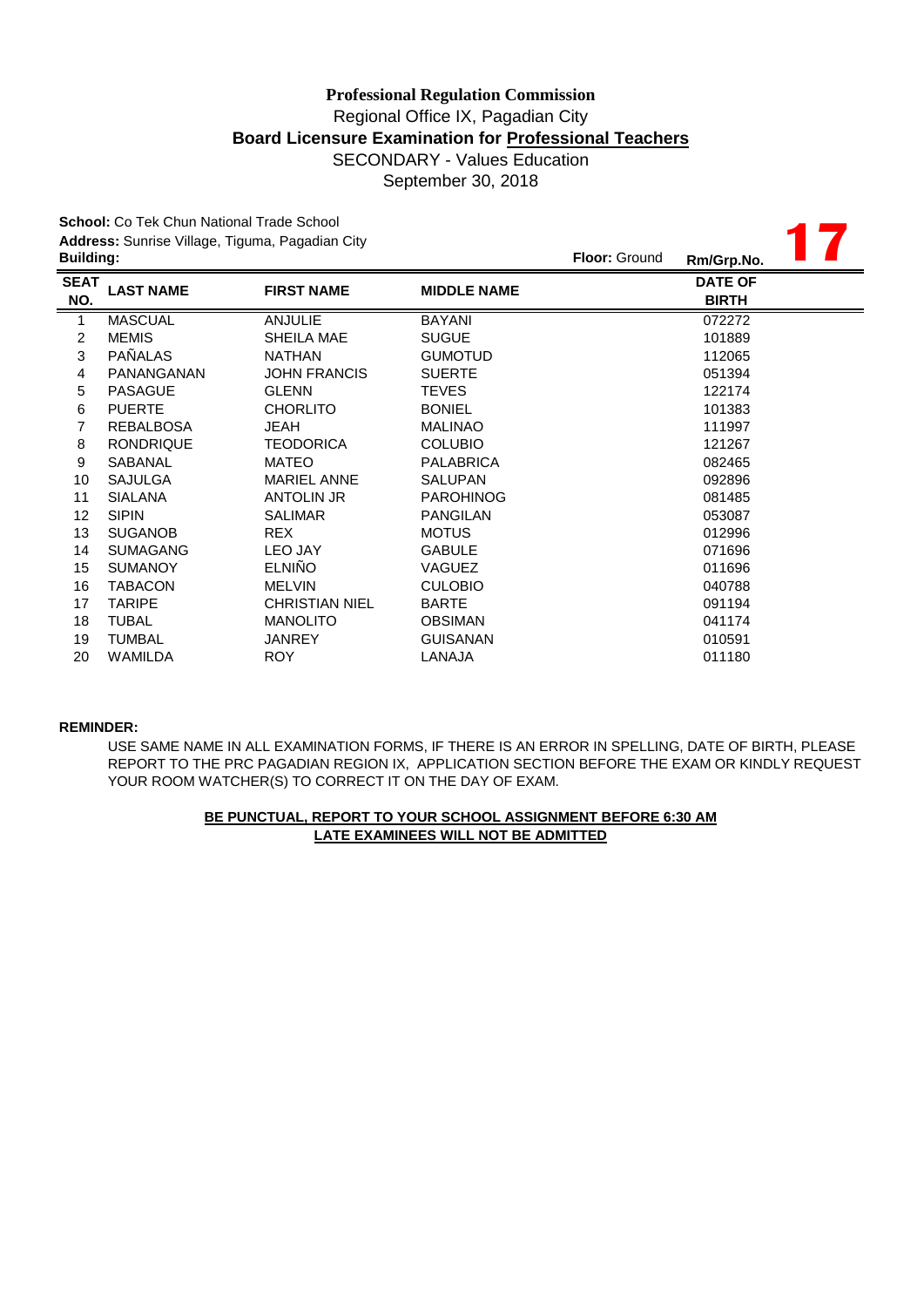**Professional Regulation Commission**
Regional Office IX, Pagadian City
**Board Licensure Examination for Professional Teachers**
SECONDARY - Values Education
September 30, 2018

**School:** Co Tek Chun National Trade School
**Address:** Sunrise Village, Tiguma, Pagadian City
**Building:**
**Floor:** Ground
**Rm/Grp.No.** **17**

| SEAT NO. | LAST NAME | FIRST NAME | MIDDLE NAME | DATE OF BIRTH |
|---|---|---|---|---|
| 1 | MASCUAL | ANJULIE | BAYANI | 072272 |
| 2 | MEMIS | SHEILA MAE | SUGUE | 101889 |
| 3 | PAÑALAS | NATHAN | GUMOTUD | 112065 |
| 4 | PANANGANAN | JOHN FRANCIS | SUERTE | 051394 |
| 5 | PASAGUE | GLENN | TEVES | 122174 |
| 6 | PUERTE | CHORLITO | BONIEL | 101383 |
| 7 | REBALBOSA | JEAH | MALINAO | 111997 |
| 8 | RONDRIQUE | TEODORICA | COLUBIO | 121267 |
| 9 | SABANAL | MATEO | PALABRICA | 082465 |
| 10 | SAJULGA | MARIEL ANNE | SALUPAN | 092896 |
| 11 | SIALANA | ANTOLIN JR | PAROHINOG | 081485 |
| 12 | SIPIN | SALIMAR | PANGILAN | 053087 |
| 13 | SUGANOB | REX | MOTUS | 012996 |
| 14 | SUMAGANG | LEO JAY | GABULE | 071696 |
| 15 | SUMANOY | ELNIÑO | VAGUEZ | 011696 |
| 16 | TABACON | MELVIN | CULOBIO | 040788 |
| 17 | TARIPE | CHRISTIAN NIEL | BARTE | 091194 |
| 18 | TUBAL | MANOLITO | OBSIMAN | 041174 |
| 19 | TUMBAL | JANREY | GUISANAN | 010591 |
| 20 | WAMILDA | ROY | LANAJA | 011180 |

**REMINDER:**

USE SAME NAME IN ALL EXAMINATION FORMS, IF THERE IS AN ERROR IN SPELLING, DATE OF BIRTH, PLEASE REPORT TO THE PRC PAGADIAN REGION IX, APPLICATION SECTION BEFORE THE EXAM OR KINDLY REQUEST YOUR ROOM WATCHER(S) TO CORRECT IT ON THE DAY OF EXAM.

**BE PUNCTUAL, REPORT TO YOUR SCHOOL ASSIGNMENT BEFORE 6:30 AM**
**LATE EXAMINEES WILL NOT BE ADMITTED**